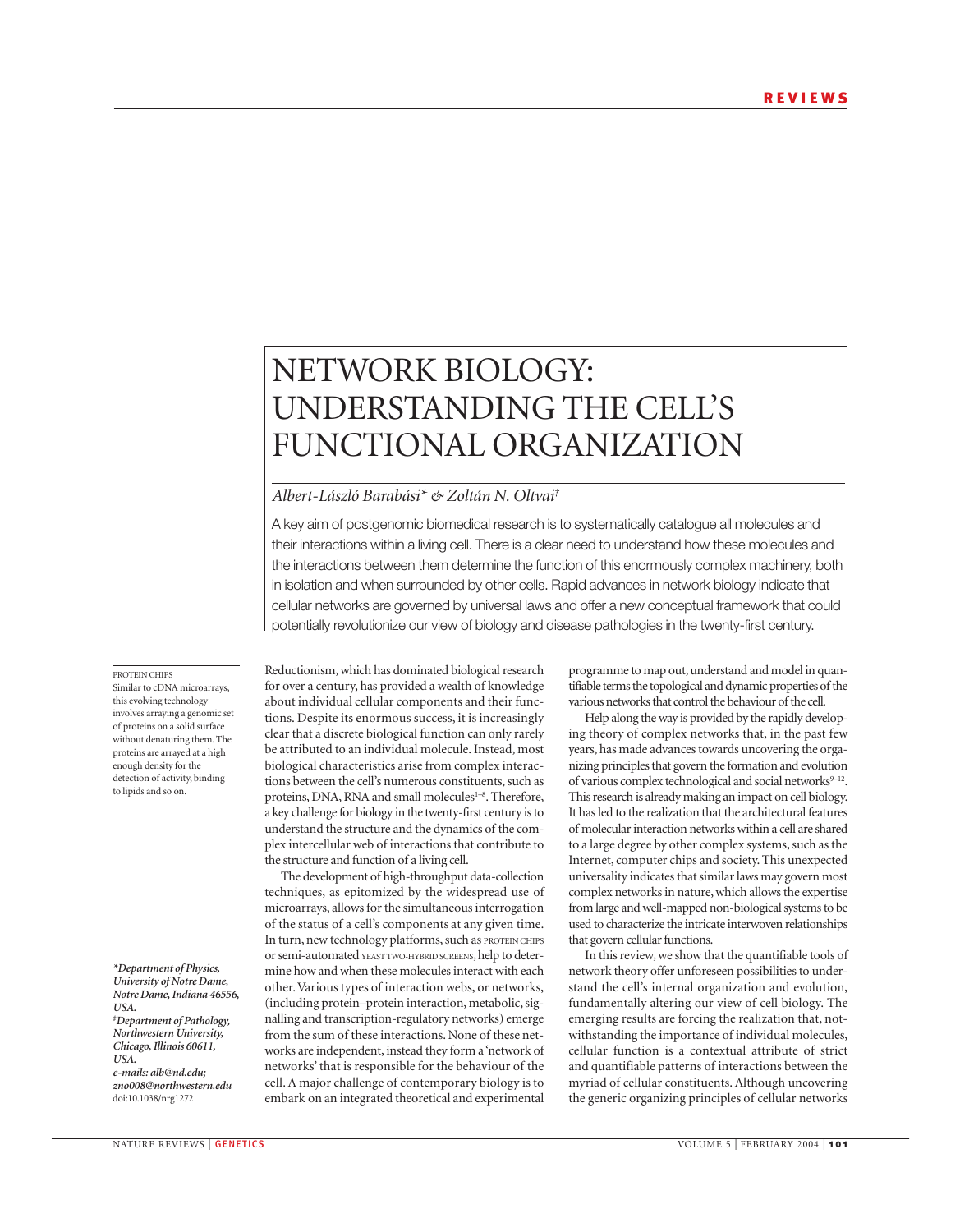# NETWORK BIOLOGY: UNDERSTANDING THE CELL'S FUNCTIONAL ORGANIZATION

*Albert-László Barabási\* & Zoltán N. Oltvai‡*

A key aim of postgenomic biomedical research is to systematically catalogue all molecules and their interactions within a living cell. There is a clear need to understand how these molecules and the interactions between them determine the function of this enormously complex machinery, both in isolation and when surrounded by other cells. Rapid advances in network biology indicate that cellular networks are governed by universal laws and offer a new conceptual framework that could potentially revolutionize our view of biology and disease pathologies in the twenty-first century.

PROTEIN CHIPS
Similar to cDNA microarrays, this evolving technology involves arraying a genomic set of proteins on a solid surface without denaturing them. The proteins are arrayed at a high enough density for the detection of activity, binding to lipids and so on.

Reductionism, which has dominated biological research for over a century, has provided a wealth of knowledge about individual cellular components and their functions. Despite its enormous success, it is increasingly clear that a discrete biological function can only rarely be attributed to an individual molecule. Instead, most biological characteristics arise from complex interactions between the cell's numerous constituents, such as proteins, DNA, RNA and small molecules[1–8]. Therefore, a key challenge for biology in the twenty-first century is to understand the structure and the dynamics of the complex intercellular web of interactions that contribute to the structure and function of a living cell.

The development of high-throughput data-collection techniques, as epitomized by the widespread use of microarrays, allows for the simultaneous interrogation of the status of a cell's components at any given time. In turn, new technology platforms, such as PROTEIN CHIPS or semi-automated YEAST TWO-HYBRID SCREENS, help to determine how and when these molecules interact with each other. Various types of interaction webs, or networks, (including protein–protein interaction, metabolic, signalling and transcription-regulatory networks) emerge from the sum of these interactions. None of these networks are independent, instead they form a 'network of networks' that is responsible for the behaviour of the cell. A major challenge of contemporary biology is to embark on an integrated theoretical and experimental programme to map out, understand and model in quantifiable terms the topological and dynamic properties of the various networks that control the behaviour of the cell.

Help along the way is provided by the rapidly developing theory of complex networks that, in the past few years, has made advances towards uncovering the organizing principles that govern the formation and evolution of various complex technological and social networks[9–12]. This research is already making an impact on cell biology. It has led to the realization that the architectural features of molecular interaction networks within a cell are shared to a large degree by other complex systems, such as the Internet, computer chips and society. This unexpected universality indicates that similar laws may govern most complex networks in nature, which allows the expertise from large and well-mapped non-biological systems to be used to characterize the intricate interwoven relationships that govern cellular functions.

In this review, we show that the quantifiable tools of network theory offer unforeseen possibilities to understand the cell's internal organization and evolution, fundamentally altering our view of cell biology. The emerging results are forcing the realization that, notwithstanding the importance of individual molecules, cellular function is a contextual attribute of strict and quantifiable patterns of interactions between the myriad of cellular constituents. Although uncovering the generic organizing principles of cellular networks

*\*Department of Physics, University of Notre Dame, Notre Dame, Indiana 46556, USA.*
*‡Department of Pathology, Northwestern University, Chicago, Illinois 60611, USA.*
*e-mails: alb@nd.edu; zno008@northwestern.edu*
doi:10.1038/nrg1272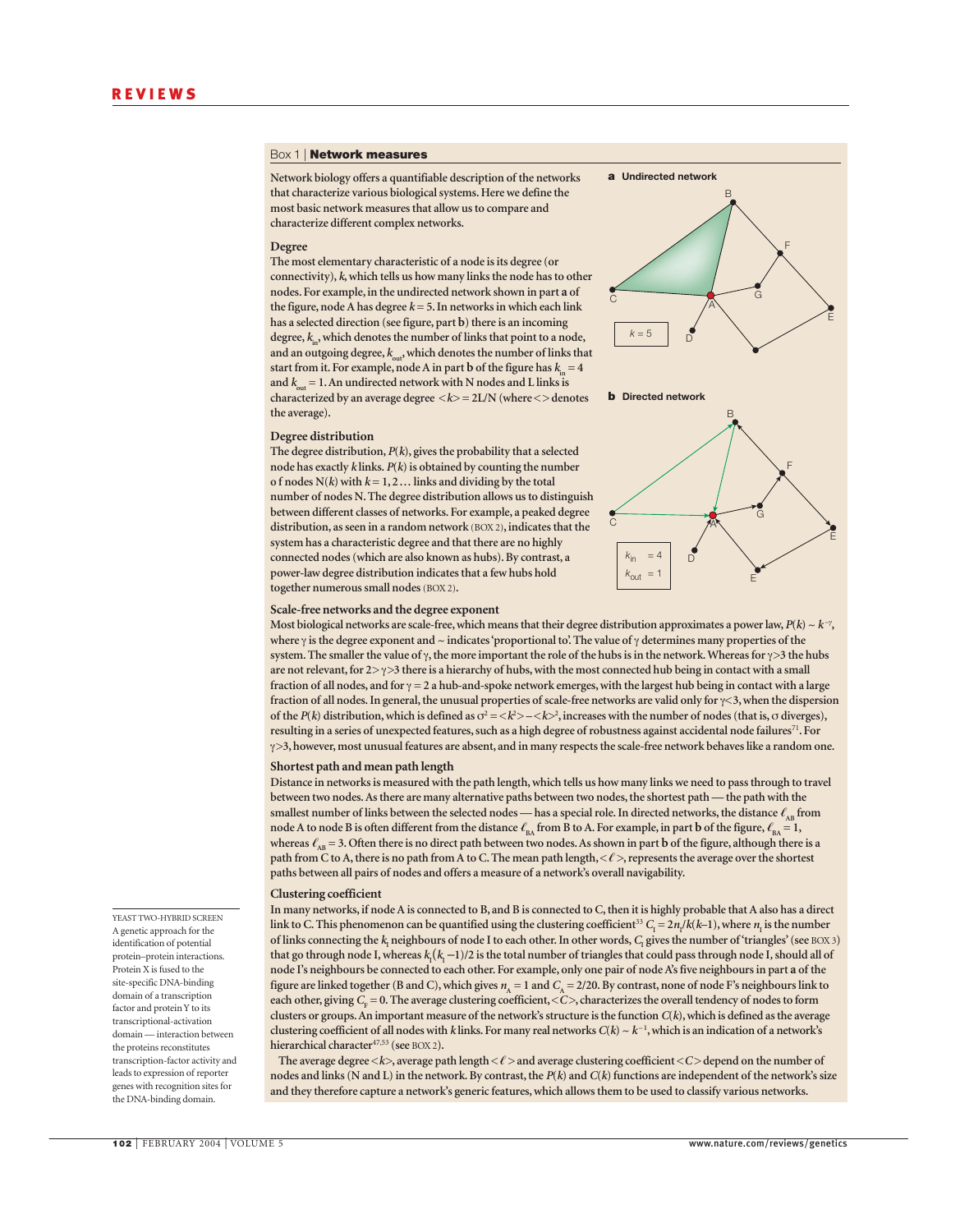## Box 1 | Network measures

**Network biology offers a quantifiable description of the networks that characterize various biological systems. Here we define the most basic network measures that allow us to compare and characterize different complex networks.**

### Degree

The most elementary characteristic of a node is its degree (or connectivity), $k$, which tells us how many links the node has to other nodes. For example, in the undirected network shown in part **a** of the figure, node A has degree $k = 5$. In networks in which each link has a selected direction (see figure, part **b**) there is an incoming degree, $k_{in}$, which denotes the number of links that point to a node, and an outgoing degree, $k_{out}$, which denotes the number of links that start from it. For example, node A in part **b** of the figure has $k_{in} = 4$ and $k_{out} = 1$. An undirected network with N nodes and L links is characterized by an average degree $<k> = 2L/N$ (where $<>$ denotes the average).

### Degree distribution

The degree distribution, $P(k)$, gives the probability that a selected node has exactly $k$ links. $P(k)$ is obtained by counting the number o f nodes $N(k)$ with $k = 1, 2\ldots$ links and dividing by the total number of nodes N. The degree distribution allows us to distinguish between different classes of networks. For example, a peaked degree distribution, as seen in a random network (BOX 2), indicates that the system has a characteristic degree and that there are no highly connected nodes (which are also known as hubs). By contrast, a power-law degree distribution indicates that a few hubs hold together numerous small nodes (BOX 2).

**a** Undirected network

**b** Directed network

### Scale-free networks and the degree exponent

Most biological networks are scale-free, which means that their degree distribution approximates a power law, $P(k) \sim k^{-\gamma}$, where $\gamma$ is the degree exponent and ~ indicates 'proportional to'. The value of $\gamma$ determines many properties of the system. The smaller the value of $\gamma$, the more important the role of the hubs is in the network. Whereas for $\gamma > 3$ the hubs are not relevant, for $2 > \gamma > 3$ there is a hierarchy of hubs, with the most connected hub being in contact with a small fraction of all nodes, and for $\gamma = 2$ a hub-and-spoke network emerges, with the largest hub being in contact with a large fraction of all nodes. In general, the unusual properties of scale-free networks are valid only for $\gamma < 3$, when the dispersion of the $P(k)$ distribution, which is defined as $\sigma^2 = <k^2> - <k>^2$, increases with the number of nodes (that is, $\sigma$ diverges), resulting in a series of unexpected features, such as a high degree of robustness against accidental node failures[71]. For $\gamma > 3$, however, most unusual features are absent, and in many respects the scale-free network behaves like a random one.

### Shortest path and mean path length

Distance in networks is measured with the path length, which tells us how many links we need to pass through to travel between two nodes. As there are many alternative paths between two nodes, the shortest path — the path with the smallest number of links between the selected nodes — has a special role. In directed networks, the distance $\ell_{AB}$ from node A to node B is often different from the distance $\ell_{BA}$ from B to A. For example, in part **b** of the figure, $\ell_{BA} = 1$, whereas $\ell_{AB} = 3$. Often there is no direct path between two nodes. As shown in part **b** of the figure, although there is a path from C to A, there is no path from A to C. The mean path length, $<\ell>$, represents the average over the shortest paths between all pairs of nodes and offers a measure of a network's overall navigability.

### Clustering coefficient

In many networks, if node A is connected to B, and B is connected to C, then it is highly probable that A also has a direct link to C. This phenomenon can be quantified using the clustering coefficient[33] $C_I = 2n_I/k(k-1)$, where $n_I$ is the number of links connecting the $k_I$ neighbours of node I to each other. In other words, $C_I$ gives the number of 'triangles' (see BOX 3) that go through node I, whereas $k_I(k_I - 1)/2$ is the total number of triangles that could pass through node I, should all of node I's neighbours be connected to each other. For example, only one pair of node A's five neighbours in part **a** of the figure are linked together (B and C), which gives $n_A = 1$ and $C_A = 2/20$. By contrast, none of node F's neighbours link to each other, giving $C_F = 0$. The average clustering coefficient, $<C>$, characterizes the overall tendency of nodes to form clusters or groups. An important measure of the network's structure is the function $C(k)$, which is defined as the average clustering coefficient of all nodes with $k$ links. For many real networks $C(k) \sim k^{-1}$, which is an indication of a network's hierarchical character[47,53] (see BOX 2).

The average degree $<k>$, average path length $<\ell>$ and average clustering coefficient $<C>$ depend on the number of nodes and links (N and L) in the network. By contrast, the $P(k)$ and $C(k)$ functions are independent of the network's size and they therefore capture a network's generic features, which allows them to be used to classify various networks.

---

YEAST TWO-HYBRID SCREEN
A genetic approach for the identification of potential protein–protein interactions. Protein X is fused to the site-specific DNA-binding domain of a transcription factor and protein Y to its transcriptional-activation domain — interaction between the proteins reconstitutes transcription-factor activity and leads to expression of reporter genes with recognition sites for the DNA-binding domain.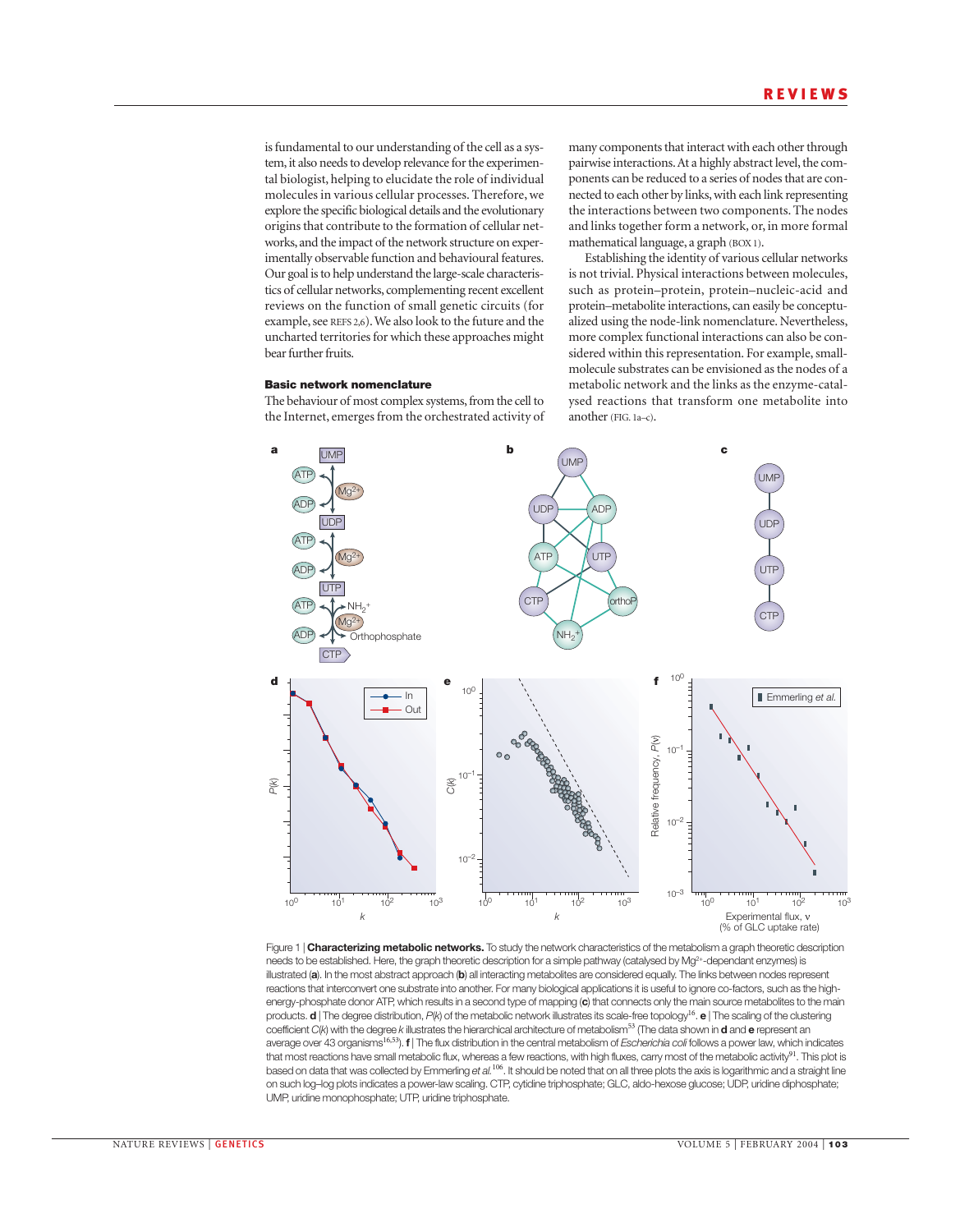is fundamental to our understanding of the cell as a system, it also needs to develop relevance for the experimental biologist, helping to elucidate the role of individual molecules in various cellular processes. Therefore, we explore the specific biological details and the evolutionary origins that contribute to the formation of cellular networks, and the impact of the network structure on experimentally observable function and behavioural features. Our goal is to help understand the large-scale characteristics of cellular networks, complementing recent excellent reviews on the function of small genetic circuits (for example, see REFS 2,6). We also look to the future and the uncharted territories for which these approaches might bear further fruits.

### Basic network nomenclature

The behaviour of most complex systems, from the cell to the Internet, emerges from the orchestrated activity of many components that interact with each other through pairwise interactions. At a highly abstract level, the components can be reduced to a series of nodes that are connected to each other by links, with each link representing the interactions between two components. The nodes and links together form a network, or, in more formal mathematical language, a graph (BOX 1).

Establishing the identity of various cellular networks is not trivial. Physical interactions between molecules, such as protein–protein, protein–nucleic-acid and protein–metabolite interactions, can easily be conceptualized using the node-link nomenclature. Nevertheless, more complex functional interactions can also be considered within this representation. For example, small-molecule substrates can be envisioned as the nodes of a metabolic network and the links as the enzyme-catalysed reactions that transform one metabolite into another (FIG. 1a–c).

Figure 1 | **Characterizing metabolic networks.** To study the network characteristics of the metabolism a graph theoretic description needs to be established. Here, the graph theoretic description for a simple pathway (catalysed by $Mg^{2+}$-dependant enzymes) is illustrated (**a**). In the most abstract approach (**b**) all interacting metabolites are considered equally. The links between nodes represent reactions that interconvert one substrate into another. For many biological applications it is useful to ignore co-factors, such as the high-energy-phosphate donor ATP, which results in a second type of mapping (**c**) that connects only the main source metabolites to the main products. **d** | The degree distribution, $P(k)$ of the metabolic network illustrates its scale-free topology[16]. **e** | The scaling of the clustering coefficient $C(k)$ with the degree $k$ illustrates the hierarchical architecture of metabolism[53] (The data shown in **d** and **e** represent an average over 43 organisms[16,53]). **f** | The flux distribution in the central metabolism of *Escherichia coli* follows a power law, which indicates that most reactions have small metabolic flux, whereas a few reactions, with high fluxes, carry most of the metabolic activity[91]. This plot is based on data that was collected by Emmerling *et al.*[106]. It should be noted that on all three plots the axis is logarithmic and a straight line on such log–log plots indicates a power-law scaling. CTP, cytidine triphosphate; GLC, aldo-hexose glucose; UDP, uridine diphosphate; UMP, uridine monophosphate; UTP, uridine triphosphate.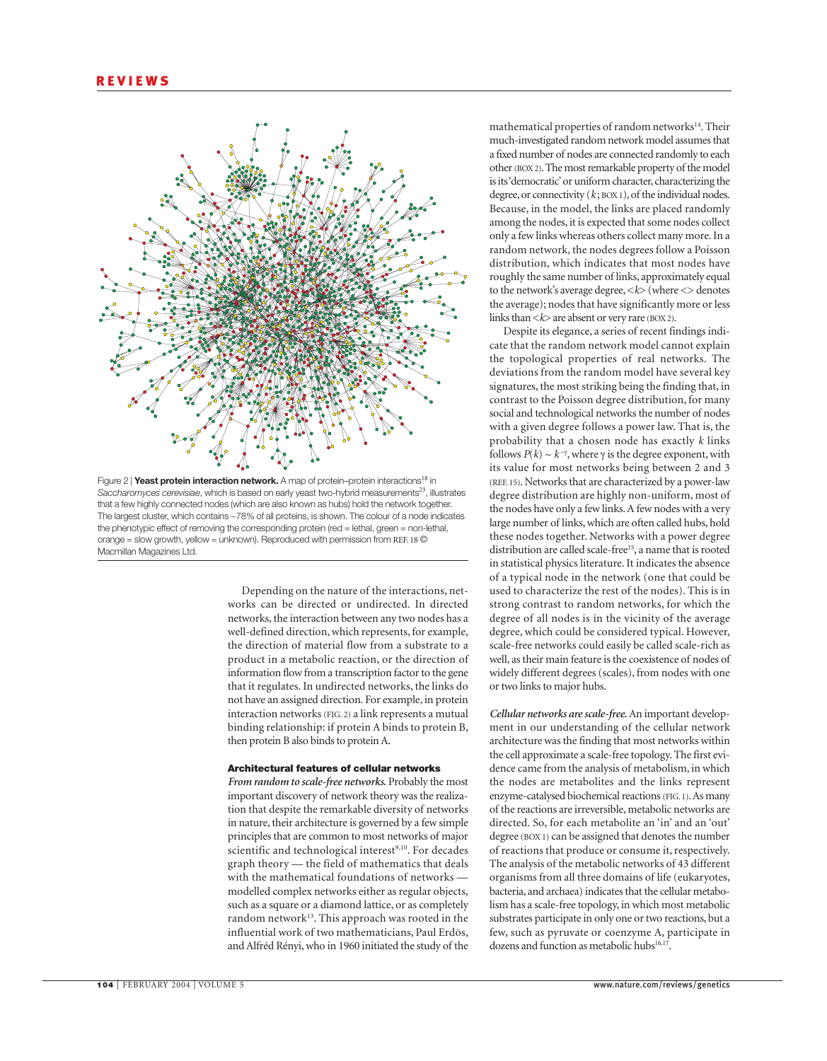Figure 2 | **Yeast protein interaction network.** A map of protein–protein interactions[18] in *Saccharomyces cerevisiae*, which is based on early yeast two-hybrid measurements[23], illustrates that a few highly connected nodes (which are also known as hubs) hold the network together. The largest cluster, which contains ~78% of all proteins, is shown. The colour of a node indicates the phenotypic effect of removing the corresponding protein (red = lethal, green = non-lethal, orange = slow growth, yellow = unknown). Reproduced with permission from REF. 18 © Macmillan Magazines Ltd.

Depending on the nature of the interactions, networks can be directed or undirected. In directed networks, the interaction between any two nodes has a well-defined direction, which represents, for example, the direction of material flow from a substrate to a product in a metabolic reaction, or the direction of information flow from a transcription factor to the gene that it regulates. In undirected networks, the links do not have an assigned direction. For example, in protein interaction networks (FIG. 2) a link represents a mutual binding relationship: if protein A binds to protein B, then protein B also binds to protein A.

### Architectural features of cellular networks

***From random to scale-free networks.*** Probably the most important discovery of network theory was the realization that despite the remarkable diversity of networks in nature, their architecture is governed by a few simple principles that are common to most networks of major scientific and technological interest[9,10]. For decades graph theory — the field of mathematics that deals with the mathematical foundations of networks — modelled complex networks either as regular objects, such as a square or a diamond lattice, or as completely random network[13]. This approach was rooted in the influential work of two mathematicians, Paul Erdös, and Alfréd Rényi, who in 1960 initiated the study of the mathematical properties of random networks[14]. Their much-investigated random network model assumes that a fixed number of nodes are connected randomly to each other (BOX 2). The most remarkable property of the model is its 'democratic' or uniform character, characterizing the degree, or connectivity ($k$; BOX 1), of the individual nodes. Because, in the model, the links are placed randomly among the nodes, it is expected that some nodes collect only a few links whereas others collect many more. In a random network, the nodes degrees follow a Poisson distribution, which indicates that most nodes have roughly the same number of links, approximately equal to the network's average degree, $\langle k \rangle$ (where $\langle\rangle$ denotes the average); nodes that have significantly more or less links than $\langle k \rangle$ are absent or very rare (BOX 2).

Despite its elegance, a series of recent findings indicate that the random network model cannot explain the topological properties of real networks. The deviations from the random model have several key signatures, the most striking being the finding that, in contrast to the Poisson degree distribution, for many social and technological networks the number of nodes with a given degree follows a power law. That is, the probability that a chosen node has exactly $k$ links follows $P(k) \sim k^{-\gamma}$, where $\gamma$ is the degree exponent, with its value for most networks being between 2 and 3 (REF. 15). Networks that are characterized by a power-law degree distribution are highly non-uniform, most of the nodes have only a few links. A few nodes with a very large number of links, which are often called hubs, hold these nodes together. Networks with a power degree distribution are called scale-free[15], a name that is rooted in statistical physics literature. It indicates the absence of a typical node in the network (one that could be used to characterize the rest of the nodes). This is in strong contrast to random networks, for which the degree of all nodes is in the vicinity of the average degree, which could be considered typical. However, scale-free networks could easily be called scale-rich as well, as their main feature is the coexistence of nodes of widely different degrees (scales), from nodes with one or two links to major hubs.

***Cellular networks are scale-free.*** An important development in our understanding of the cellular network architecture was the finding that most networks within the cell approximate a scale-free topology. The first evidence came from the analysis of metabolism, in which the nodes are metabolites and the links represent enzyme-catalysed biochemical reactions (FIG. 1). As many of the reactions are irreversible, metabolic networks are directed. So, for each metabolite an 'in' and an 'out' degree (BOX 1) can be assigned that denotes the number of reactions that produce or consume it, respectively. The analysis of the metabolic networks of 43 different organisms from all three domains of life (eukaryotes, bacteria, and archaea) indicates that the cellular metabolism has a scale-free topology, in which most metabolic substrates participate in only one or two reactions, but a few, such as pyruvate or coenzyme A, participate in dozens and function as metabolic hubs[16,17].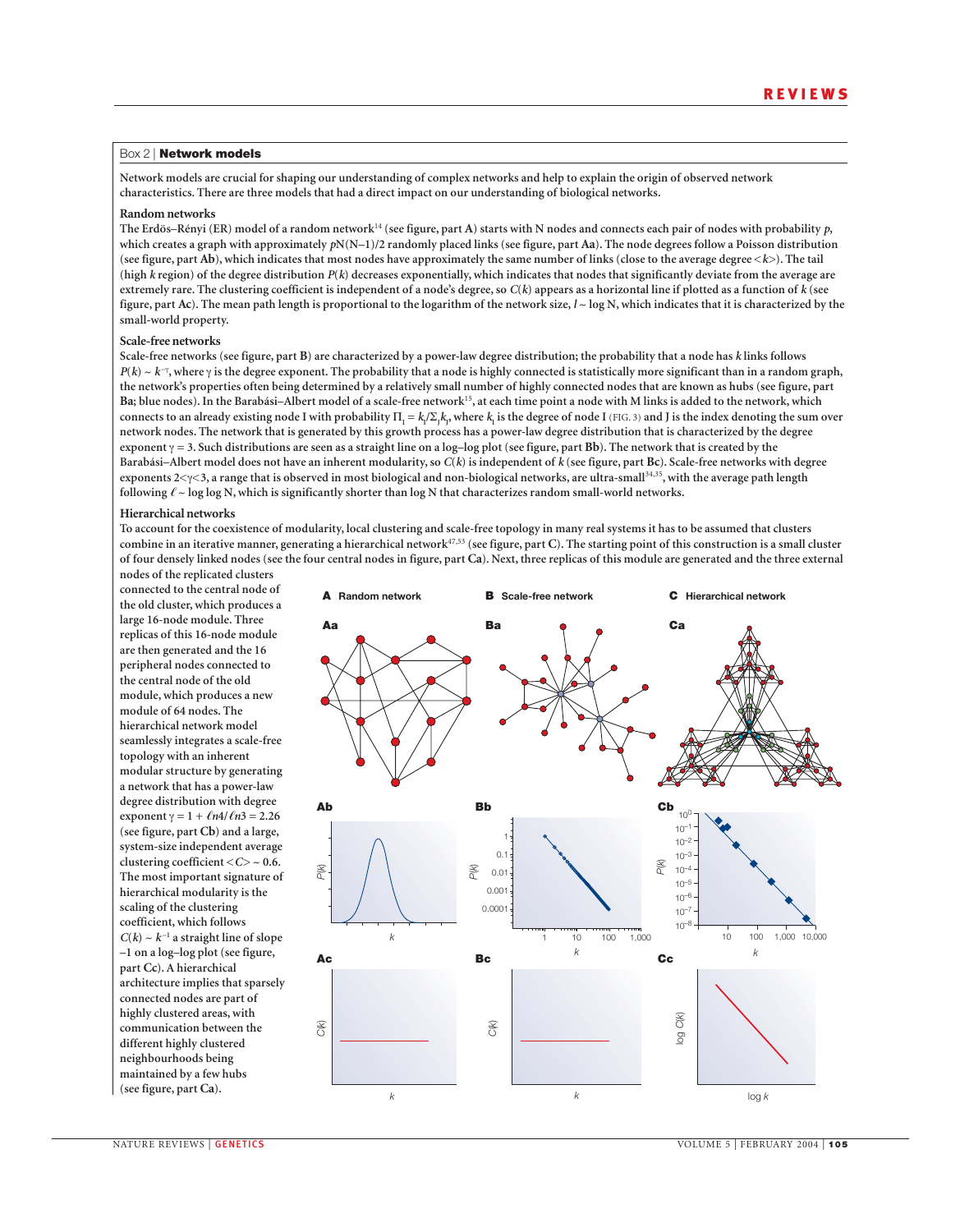## Box 2 | **Network models**

**Network models are crucial for shaping our understanding of complex networks and help to explain the origin of observed network characteristics. There are three models that had a direct impact on our understanding of biological networks.**

**Random networks**

The Erdös–Rényi (ER) model of a random network[14] (see figure, part **A**) starts with N nodes and connects each pair of nodes with probability $p$, which creates a graph with approximately $pN(N-1)/2$ randomly placed links (see figure, part **Aa**). The node degrees follow a Poisson distribution (see figure, part **Ab**), which indicates that most nodes have approximately the same number of links (close to the average degree $\langle k \rangle$). The tail (high $k$ region) of the degree distribution $P(k)$ decreases exponentially, which indicates that nodes that significantly deviate from the average are extremely rare. The clustering coefficient is independent of a node's degree, so $C(k)$ appears as a horizontal line if plotted as a function of $k$ (see figure, part **Ac**). The mean path length is proportional to the logarithm of the network size, $l \sim \log N$, which indicates that it is characterized by the small-world property.

**Scale-free networks**

Scale-free networks (see figure, part **B**) are characterized by a power-law degree distribution; the probability that a node has $k$ links follows $P(k) \sim k^{-\gamma}$, where $\gamma$ is the degree exponent. The probability that a node is highly connected is statistically more significant than in a random graph, the network's properties often being determined by a relatively small number of highly connected nodes that are known as hubs (see figure, part **Ba**; blue nodes). In the Barabási–Albert model of a scale-free network[15], at each time point a node with M links is added to the network, which connects to an already existing node I with probability $\Pi_I = k_I/\Sigma_J k_J$, where $k_I$ is the degree of node I (FIG. 3) and J is the index denoting the sum over network nodes. The network that is generated by this growth process has a power-law degree distribution that is characterized by the degree exponent $\gamma = 3$. Such distributions are seen as a straight line on a log–log plot (see figure, part **Bb**). The network that is created by the Barabási–Albert model does not have an inherent modularity, so $C(k)$ is independent of $k$ (see figure, part **Bc**). Scale-free networks with degree exponents $2<\gamma<3$, a range that is observed in most biological and non-biological networks, are ultra-small[34,35], with the average path length following $\ell \sim \log \log N$, which is significantly shorter than $\log N$ that characterizes random small-world networks.

**Hierarchical networks**

To account for the coexistence of modularity, local clustering and scale-free topology in many real systems it has to be assumed that clusters combine in an iterative manner, generating a hierarchical network[47,53] (see figure, part **C**). The starting point of this construction is a small cluster of four densely linked nodes (see the four central nodes in figure, part **Ca**). Next, three replicas of this module are generated and the three external nodes of the replicated clusters connected to the central node of the old cluster, which produces a large 16-node module. Three replicas of this 16-node module are then generated and the 16 peripheral nodes connected to the central node of the old module, which produces a new module of 64 nodes. The hierarchical network model seamlessly integrates a scale-free topology with an inherent modular structure by generating a network that has a power-law degree distribution with degree exponent $\gamma = 1 + \ell n4/\ell n3 = 2.26$ (see figure, part **Cb**) and a large, system-size independent average clustering coefficient $\langle C \rangle \sim 0.6$. The most important signature of hierarchical modularity is the scaling of the clustering coefficient, which follows $C(k) \sim k^{-1}$ a straight line of slope $-1$ on a log–log plot (see figure, part **Cc**). A hierarchical architecture implies that sparsely connected nodes are part of highly clustered areas, with communication between the different highly clustered neighbourhoods being maintained by a few hubs (see figure, part **Ca**).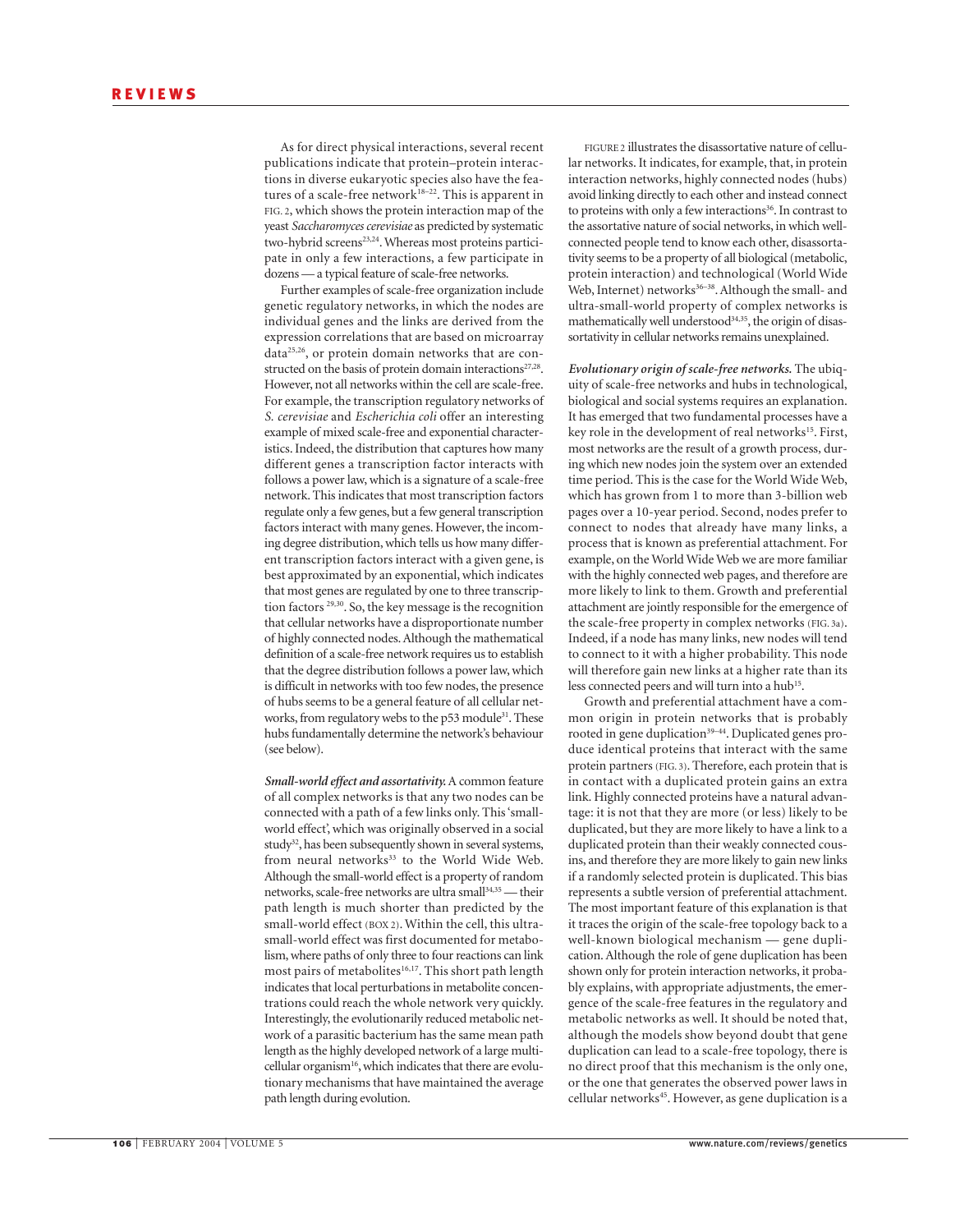As for direct physical interactions, several recent publications indicate that protein–protein interactions in diverse eukaryotic species also have the features of a scale-free network[18–22]. This is apparent in FIG. 2, which shows the protein interaction map of the yeast *Saccharomyces cerevisiae* as predicted by systematic two-hybrid screens[23,24]. Whereas most proteins participate in only a few interactions, a few participate in dozens — a typical feature of scale-free networks.

Further examples of scale-free organization include genetic regulatory networks, in which the nodes are individual genes and the links are derived from the expression correlations that are based on microarray data[25,26], or protein domain networks that are constructed on the basis of protein domain interactions[27,28]. However, not all networks within the cell are scale-free. For example, the transcription regulatory networks of *S. cerevisiae* and *Escherichia coli* offer an interesting example of mixed scale-free and exponential characteristics. Indeed, the distribution that captures how many different genes a transcription factor interacts with follows a power law, which is a signature of a scale-free network. This indicates that most transcription factors regulate only a few genes, but a few general transcription factors interact with many genes. However, the incoming degree distribution, which tells us how many different transcription factors interact with a given gene, is best approximated by an exponential, which indicates that most genes are regulated by one to three transcription factors[29,30]. So, the key message is the recognition that cellular networks have a disproportionate number of highly connected nodes. Although the mathematical definition of a scale-free network requires us to establish that the degree distribution follows a power law, which is difficult in networks with too few nodes, the presence of hubs seems to be a general feature of all cellular networks, from regulatory webs to the p53 module[31]. These hubs fundamentally determine the network's behaviour (see below).

***Small-world effect and assortativity.*** A common feature of all complex networks is that any two nodes can be connected with a path of a few links only. This 'small-world effect', which was originally observed in a social study[32], has been subsequently shown in several systems, from neural networks[33] to the World Wide Web. Although the small-world effect is a property of random networks, scale-free networks are ultra small[34,35] — their path length is much shorter than predicted by the small-world effect (BOX 2). Within the cell, this ultra-small-world effect was first documented for metabolism, where paths of only three to four reactions can link most pairs of metabolites[16,17]. This short path length indicates that local perturbations in metabolite concentrations could reach the whole network very quickly. Interestingly, the evolutionarily reduced metabolic network of a parasitic bacterium has the same mean path length as the highly developed network of a large multicellular organism[16], which indicates that there are evolutionary mechanisms that have maintained the average path length during evolution.

FIGURE 2 illustrates the disassortative nature of cellular networks. It indicates, for example, that, in protein interaction networks, highly connected nodes (hubs) avoid linking directly to each other and instead connect to proteins with only a few interactions[36]. In contrast to the assortative nature of social networks, in which well-connected people tend to know each other, disassortativity seems to be a property of all biological (metabolic, protein interaction) and technological (World Wide Web, Internet) networks[36–38]. Although the small- and ultra-small-world property of complex networks is mathematically well understood[34,35], the origin of disassortativity in cellular networks remains unexplained.

***Evolutionary origin of scale-free networks.*** The ubiquity of scale-free networks and hubs in technological, biological and social systems requires an explanation. It has emerged that two fundamental processes have a key role in the development of real networks[15]. First, most networks are the result of a growth process, during which new nodes join the system over an extended time period. This is the case for the World Wide Web, which has grown from 1 to more than 3-billion web pages over a 10-year period. Second, nodes prefer to connect to nodes that already have many links, a process that is known as preferential attachment. For example, on the World Wide Web we are more familiar with the highly connected web pages, and therefore are more likely to link to them. Growth and preferential attachment are jointly responsible for the emergence of the scale-free property in complex networks (FIG. 3a). Indeed, if a node has many links, new nodes will tend to connect to it with a higher probability. This node will therefore gain new links at a higher rate than its less connected peers and will turn into a hub[15].

Growth and preferential attachment have a common origin in protein networks that is probably rooted in gene duplication[39–44]. Duplicated genes produce identical proteins that interact with the same protein partners (FIG. 3). Therefore, each protein that is in contact with a duplicated protein gains an extra link. Highly connected proteins have a natural advantage: it is not that they are more (or less) likely to be duplicated, but they are more likely to have a link to a duplicated protein than their weakly connected cousins, and therefore they are more likely to gain new links if a randomly selected protein is duplicated. This bias represents a subtle version of preferential attachment. The most important feature of this explanation is that it traces the origin of the scale-free topology back to a well-known biological mechanism — gene duplication. Although the role of gene duplication has been shown only for protein interaction networks, it probably explains, with appropriate adjustments, the emergence of the scale-free features in the regulatory and metabolic networks as well. It should be noted that, although the models show beyond doubt that gene duplication can lead to a scale-free topology, there is no direct proof that this mechanism is the only one, or the one that generates the observed power laws in cellular networks[45]. However, as gene duplication is a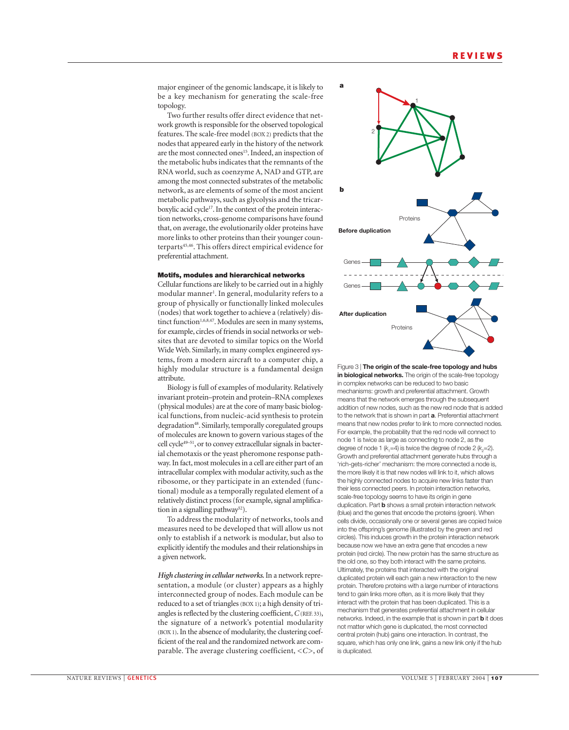major engineer of the genomic landscape, it is likely to be a key mechanism for generating the scale-free topology.

Two further results offer direct evidence that network growth is responsible for the observed topological features. The scale-free model (BOX 2) predicts that the nodes that appeared early in the history of the network are the most connected ones[15]. Indeed, an inspection of the metabolic hubs indicates that the remnants of the RNA world, such as coenzyme A, NAD and GTP, are among the most connected substrates of the metabolic network, as are elements of some of the most ancient metabolic pathways, such as glycolysis and the tricarboxylic acid cycle[17]. In the context of the protein interaction networks, cross-genome comparisons have found that, on average, the evolutionarily older proteins have more links to other proteins than their younger counterparts[45,46]. This offers direct empirical evidence for preferential attachment.

## Motifs, modules and hierarchical networks

Cellular functions are likely to be carried out in a highly modular manner[1]. In general, modularity refers to a group of physically or functionally linked molecules (nodes) that work together to achieve a (relatively) distinct function[1,6,8,47]. Modules are seen in many systems, for example, circles of friends in social networks or websites that are devoted to similar topics on the World Wide Web. Similarly, in many complex engineered systems, from a modern aircraft to a computer chip, a highly modular structure is a fundamental design attribute.

Biology is full of examples of modularity. Relatively invariant protein–protein and protein–RNA complexes (physical modules) are at the core of many basic biological functions, from nucleic-acid synthesis to protein degradation[48]. Similarly, temporally coregulated groups of molecules are known to govern various stages of the cell cycle[49–51], or to convey extracellular signals in bacterial chemotaxis or the yeast pheromone response pathway. In fact, most molecules in a cell are either part of an intracellular complex with modular activity, such as the ribosome, or they participate in an extended (functional) module as a temporally regulated element of a relatively distinct process (for example, signal amplification in a signalling pathway[52]).

To address the modularity of networks, tools and measures need to be developed that will allow us not only to establish if a network is modular, but also to explicitly identify the modules and their relationships in a given network.

***High clustering in cellular networks.*** In a network representation, a module (or cluster) appears as a highly interconnected group of nodes. Each module can be reduced to a set of triangles (BOX 1); a high density of triangles is reflected by the clustering coefficient, $C$ (REF. 33), the signature of a network's potential modularity (BOX 1). In the absence of modularity, the clustering coefficient of the real and the randomized network are comparable. The average clustering coefficient, $\langle C \rangle$, of

Figure 3 | **The origin of the scale-free topology and hubs in biological networks.** The origin of the scale-free topology in complex networks can be reduced to two basic mechanisms: growth and preferential attachment. Growth means that the network emerges through the subsequent addition of new nodes, such as the new red node that is added to the network that is shown in part **a**. Preferential attachment means that new nodes prefer to link to more connected nodes. For example, the probability that the red node will connect to node 1 is twice as large as connecting to node 2, as the degree of node 1 ($k_1$=4) is twice the degree of node 2 ($k_2$=2). Growth and preferential attachment generate hubs through a 'rich-gets-richer' mechanism: the more connected a node is, the more likely it is that new nodes will link to it, which allows the highly connected nodes to acquire new links faster than their less connected peers. In protein interaction networks, scale-free topology seems to have its origin in gene duplication. Part **b** shows a small protein interaction network (blue) and the genes that encode the proteins (green). When cells divide, occasionally one or several genes are copied twice into the offspring's genome (illustrated by the green and red circles). This induces growth in the protein interaction network because now we have an extra gene that encodes a new protein (red circle). The new protein has the same structure as the old one, so they both interact with the same proteins. Ultimately, the proteins that interacted with the original duplicated protein will each gain a new interaction to the new protein. Therefore proteins with a large number of interactions tend to gain links more often, as it is more likely that they interact with the protein that has been duplicated. This is a mechanism that generates preferential attachment in cellular networks. Indeed, in the example that is shown in part **b** it does not matter which gene is duplicated, the most connected central protein (hub) gains one interaction. In contrast, the square, which has only one link, gains a new link only if the hub is duplicated.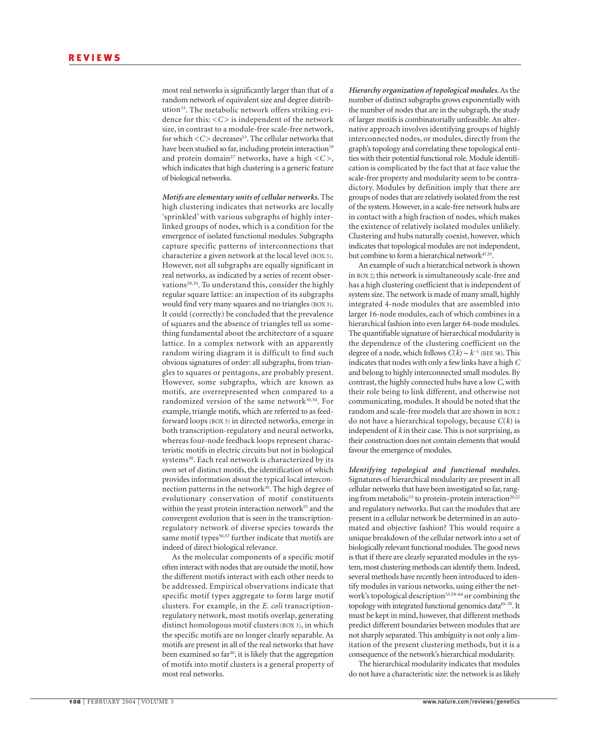most real networks is significantly larger than that of a random network of equivalent size and degree distribution[33]. The metabolic network offers striking evidence for this: $<C>$ is independent of the network size, in contrast to a module-free scale-free network, for which $<C>$ decreases[53]. The cellular networks that have been studied so far, including protein interaction[19] and protein domain[27] networks, have a high $<C>$, which indicates that high clustering is a generic feature of biological networks.

***Motifs are elementary units of cellular networks.*** The high clustering indicates that networks are locally 'sprinkled' with various subgraphs of highly interlinked groups of nodes, which is a condition for the emergence of isolated functional modules. Subgraphs capture specific patterns of interconnections that characterize a given network at the local level (BOX 3). However, not all subgraphs are equally significant in real networks, as indicated by a series of recent observations[29,30]. To understand this, consider the highly regular square lattice: an inspection of its subgraphs would find very many squares and no triangles (BOX 3). It could (correctly) be concluded that the prevalence of squares and the absence of triangles tell us something fundamental about the architecture of a square lattice. In a complex network with an apparently random wiring diagram it is difficult to find such obvious signatures of order: all subgraphs, from triangles to squares or pentagons, are probably present. However, some subgraphs, which are known as motifs, are overrepresented when compared to a randomized version of the same network[30,54]. For example, triangle motifs, which are referred to as feed-forward loops (BOX 3) in directed networks, emerge in both transcription-regulatory and neural networks, whereas four-node feedback loops represent characteristic motifs in electric circuits but not in biological systems[30]. Each real network is characterized by its own set of distinct motifs, the identification of which provides information about the typical local interconnection patterns in the network[30]. The high degree of evolutionary conservation of motif constituents within the yeast protein interaction network[55] and the convergent evolution that is seen in the transcription-regulatory network of diverse species towards the same motif types[56,57] further indicate that motifs are indeed of direct biological relevance.

As the molecular components of a specific motif often interact with nodes that are outside the motif, how the different motifs interact with each other needs to be addressed. Empirical observations indicate that specific motif types aggregate to form large motif clusters. For example, in the *E. coli* transcription-regulatory network, most motifs overlap, generating distinct homologous motif clusters (BOX 3), in which the specific motifs are no longer clearly separable. As motifs are present in all of the real networks that have been examined so far[30], it is likely that the aggregation of motifs into motif clusters is a general property of most real networks.

***Hierarchy organization of topological modules.*** As the number of distinct subgraphs grows exponentially with the number of nodes that are in the subgraph, the study of larger motifs is combinatorially unfeasible. An alternative approach involves identifying groups of highly interconnected nodes, or modules, directly from the graph's topology and correlating these topological entities with their potential functional role. Module identification is complicated by the fact that at face value the scale-free property and modularity seem to be contradictory. Modules by definition imply that there are groups of nodes that are relatively isolated from the rest of the system. However, in a scale-free network hubs are in contact with a high fraction of nodes, which makes the existence of relatively isolated modules unlikely. Clustering and hubs naturally coexist, however, which indicates that topological modules are not independent, but combine to form a hierarchical network[47,53].

An example of such a hierarchical network is shown in BOX 2; this network is simultaneously scale-free and has a high clustering coefficient that is independent of system size. The network is made of many small, highly integrated 4-node modules that are assembled into larger 16-node modules, each of which combines in a hierarchical fashion into even larger 64-node modules. The quantifiable signature of hierarchical modularity is the dependence of the clustering coefficient on the degree of a node, which follows $C(k) \sim k^{-1}$ (REF. 58). This indicates that nodes with only a few links have a high $C$ and belong to highly interconnected small modules. By contrast, the highly connected hubs have a low $C$, with their role being to link different, and otherwise not communicating, modules. It should be noted that the random and scale-free models that are shown in BOX 2 do not have a hierarchical topology, because $C(k)$ is independent of $k$ in their case. This is not surprising, as their construction does not contain elements that would favour the emergence of modules.

***Identifying topological and functional modules.*** Signatures of hierarchical modularity are present in all cellular networks that have been investigated so far, ranging from metabolic[53] to protein–protein interaction[20,22] and regulatory networks. But can the modules that are present in a cellular network be determined in an automated and objective fashion? This would require a unique breakdown of the cellular network into a set of biologically relevant functional modules. The good news is that if there are clearly separated modules in the system, most clustering methods can identify them. Indeed, several methods have recently been introduced to identify modules in various networks, using either the network's topological description[53,59–64] or combining the topology with integrated functional genomics data[65–70]. It must be kept in mind, however, that different methods predict different boundaries between modules that are not sharply separated. This ambiguity is not only a limitation of the present clustering methods, but it is a consequence of the network's hierarchical modularity.

The hierarchical modularity indicates that modules do not have a characteristic size: the network is as likely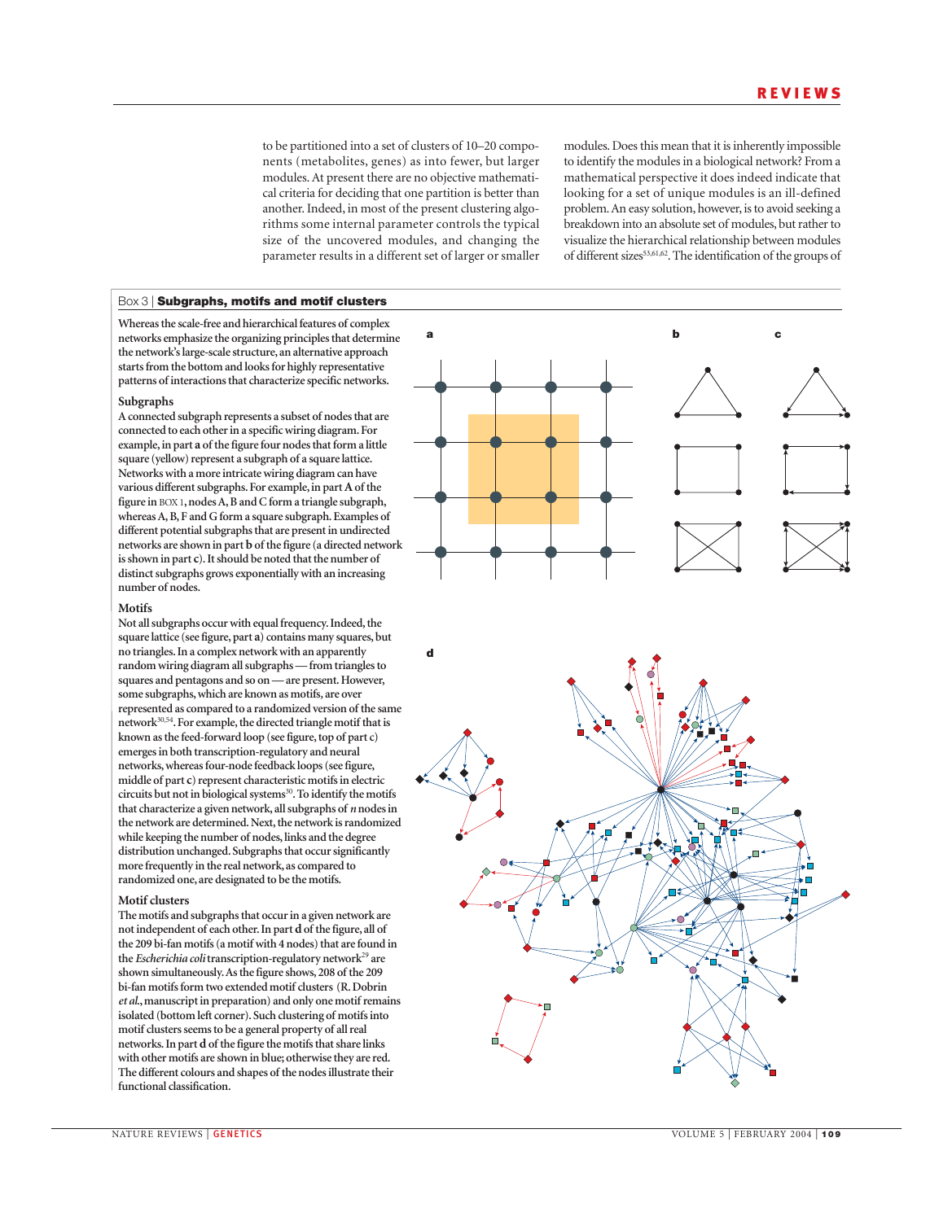to be partitioned into a set of clusters of 10–20 components (metabolites, genes) as into fewer, but larger modules. At present there are no objective mathematical criteria for deciding that one partition is better than another. Indeed, in most of the present clustering algorithms some internal parameter controls the typical size of the uncovered modules, and changing the parameter results in a different set of larger or smaller modules. Does this mean that it is inherently impossible to identify the modules in a biological network? From a mathematical perspective it does indeed indicate that looking for a set of unique modules is an ill-defined problem. An easy solution, however, is to avoid seeking a breakdown into an absolute set of modules, but rather to visualize the hierarchical relationship between modules of different sizes[53,61,62]. The identification of the groups of

## Box 3 | Subgraphs, motifs and motif clusters

**Whereas the scale-free and hierarchical features of complex networks emphasize the organizing principles that determine the network's large-scale structure, an alternative approach starts from the bottom and looks for highly representative patterns of interactions that characterize specific networks.**

### Subgraphs

**A connected subgraph represents a subset of nodes that are connected to each other in a specific wiring diagram. For example, in part a of the figure four nodes that form a little square (yellow) represent a subgraph of a square lattice. Networks with a more intricate wiring diagram can have various different subgraphs. For example, in part A of the figure in BOX 1, nodes A, B and C form a triangle subgraph, whereas A, B, F and G form a square subgraph. Examples of different potential subgraphs that are present in undirected networks are shown in part b of the figure (a directed network is shown in part c). It should be noted that the number of distinct subgraphs grows exponentially with an increasing number of nodes.**

### Motifs

**Not all subgraphs occur with equal frequency. Indeed, the square lattice (see figure, part a) contains many squares, but no triangles. In a complex network with an apparently random wiring diagram all subgraphs — from triangles to squares and pentagons and so on — are present. However, some subgraphs, which are known as motifs, are over represented as compared to a randomized version of the same network[30,54]. For example, the directed triangle motif that is known as the feed-forward loop (see figure, top of part c) emerges in both transcription-regulatory and neural networks, whereas four-node feedback loops (see figure, middle of part c) represent characteristic motifs in electric circuits but not in biological systems[30]. To identify the motifs that characterize a given network, all subgraphs of *n* nodes in the network are determined. Next, the network is randomized while keeping the number of nodes, links and the degree distribution unchanged. Subgraphs that occur significantly more frequently in the real network, as compared to randomized one, are designated to be the motifs.**

### Motif clusters

**The motifs and subgraphs that occur in a given network are not independent of each other. In part d of the figure, all of the 209 bi-fan motifs (a motif with 4 nodes) that are found in the *Escherichia coli* transcription-regulatory network[29] are shown simultaneously. As the figure shows, 208 of the 209 bi-fan motifs form two extended motif clusters (R. Dobrin *et al.*, manuscript in preparation) and only one motif remains isolated (bottom left corner). Such clustering of motifs into motif clusters seems to be a general property of all real networks. In part d of the figure the motifs that share links with other motifs are shown in blue; otherwise they are red. The different colours and shapes of the nodes illustrate their functional classification.**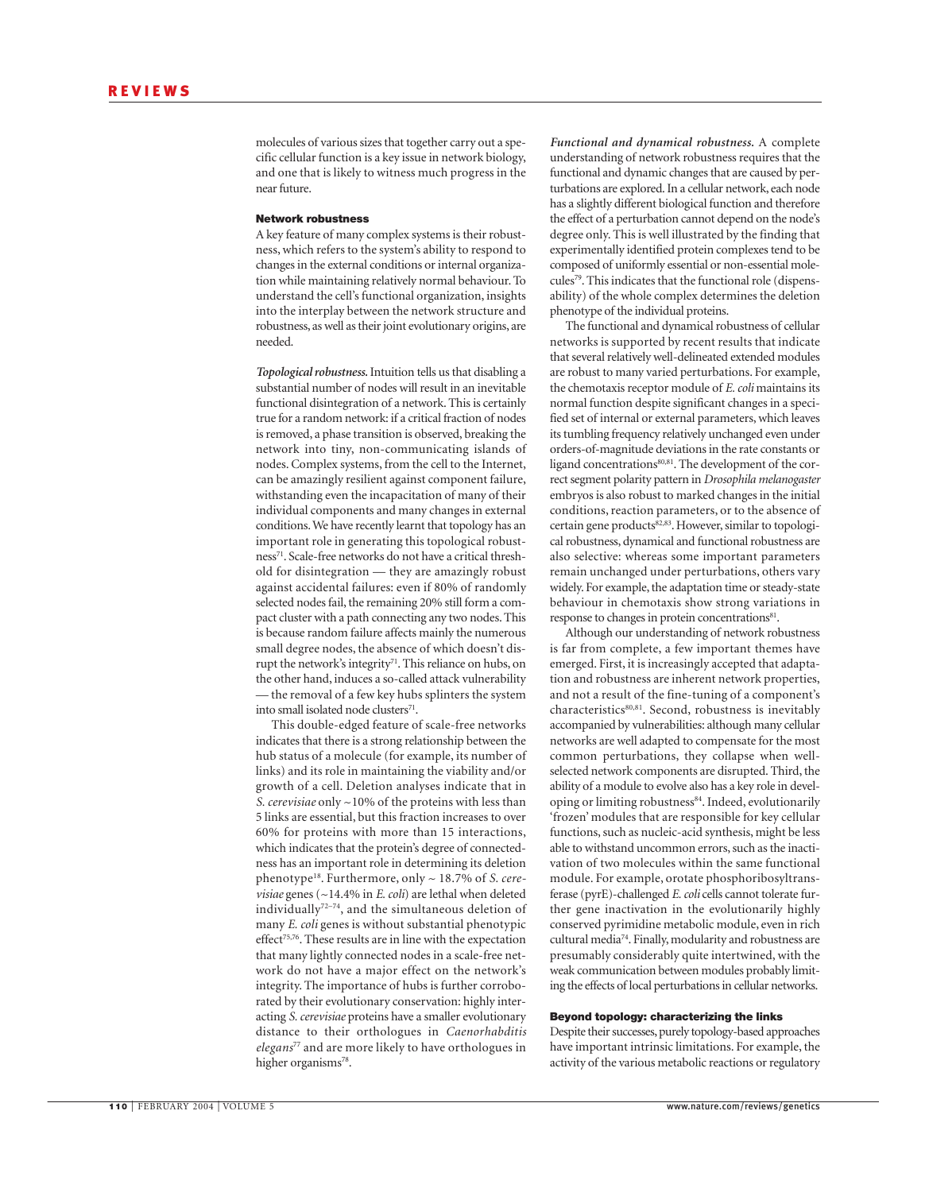molecules of various sizes that together carry out a specific cellular function is a key issue in network biology, and one that is likely to witness much progress in the near future.

## Network robustness

A key feature of many complex systems is their robustness, which refers to the system's ability to respond to changes in the external conditions or internal organization while maintaining relatively normal behaviour. To understand the cell's functional organization, insights into the interplay between the network structure and robustness, as well as their joint evolutionary origins, are needed.

***Topological robustness.*** Intuition tells us that disabling a substantial number of nodes will result in an inevitable functional disintegration of a network. This is certainly true for a random network: if a critical fraction of nodes is removed, a phase transition is observed, breaking the network into tiny, non-communicating islands of nodes. Complex systems, from the cell to the Internet, can be amazingly resilient against component failure, withstanding even the incapacitation of many of their individual components and many changes in external conditions. We have recently learnt that topology has an important role in generating this topological robustness[71]. Scale-free networks do not have a critical threshold for disintegration — they are amazingly robust against accidental failures: even if 80% of randomly selected nodes fail, the remaining 20% still form a compact cluster with a path connecting any two nodes. This is because random failure affects mainly the numerous small degree nodes, the absence of which doesn't disrupt the network's integrity[71]. This reliance on hubs, on the other hand, induces a so-called attack vulnerability — the removal of a few key hubs splinters the system into small isolated node clusters[71].

This double-edged feature of scale-free networks indicates that there is a strong relationship between the hub status of a molecule (for example, its number of links) and its role in maintaining the viability and/or growth of a cell. Deletion analyses indicate that in *S. cerevisiae* only ~10% of the proteins with less than 5 links are essential, but this fraction increases to over 60% for proteins with more than 15 interactions, which indicates that the protein's degree of connectedness has an important role in determining its deletion phenotype[18]. Furthermore, only ~ 18.7% of *S. cerevisiae* genes (~14.4% in *E. coli*) are lethal when deleted individually[72–74], and the simultaneous deletion of many *E. coli* genes is without substantial phenotypic effect[75,76]. These results are in line with the expectation that many lightly connected nodes in a scale-free network do not have a major effect on the network's integrity. The importance of hubs is further corroborated by their evolutionary conservation: highly interacting *S. cerevisiae* proteins have a smaller evolutionary distance to their orthologues in *Caenorhabditis elegans*[77] and are more likely to have orthologues in higher organisms[78].

***Functional and dynamical robustness.*** A complete understanding of network robustness requires that the functional and dynamic changes that are caused by perturbations are explored. In a cellular network, each node has a slightly different biological function and therefore the effect of a perturbation cannot depend on the node's degree only. This is well illustrated by the finding that experimentally identified protein complexes tend to be composed of uniformly essential or non-essential molecules[79]. This indicates that the functional role (dispensability) of the whole complex determines the deletion phenotype of the individual proteins.

The functional and dynamical robustness of cellular networks is supported by recent results that indicate that several relatively well-delineated extended modules are robust to many varied perturbations. For example, the chemotaxis receptor module of *E. coli* maintains its normal function despite significant changes in a specified set of internal or external parameters, which leaves its tumbling frequency relatively unchanged even under orders-of-magnitude deviations in the rate constants or ligand concentrations[80,81]. The development of the correct segment polarity pattern in *Drosophila melanogaster* embryos is also robust to marked changes in the initial conditions, reaction parameters, or to the absence of certain gene products[82,83]. However, similar to topological robustness, dynamical and functional robustness are also selective: whereas some important parameters remain unchanged under perturbations, others vary widely. For example, the adaptation time or steady-state behaviour in chemotaxis show strong variations in response to changes in protein concentrations[81].

Although our understanding of network robustness is far from complete, a few important themes have emerged. First, it is increasingly accepted that adaptation and robustness are inherent network properties, and not a result of the fine-tuning of a component's characteristics[80,81]. Second, robustness is inevitably accompanied by vulnerabilities: although many cellular networks are well adapted to compensate for the most common perturbations, they collapse when well-selected network components are disrupted. Third, the ability of a module to evolve also has a key role in developing or limiting robustness[84]. Indeed, evolutionarily 'frozen' modules that are responsible for key cellular functions, such as nucleic-acid synthesis, might be less able to withstand uncommon errors, such as the inactivation of two molecules within the same functional module. For example, orotate phosphoribosyltransferase (pyrE)-challenged *E. coli* cells cannot tolerate further gene inactivation in the evolutionarily highly conserved pyrimidine metabolic module, even in rich cultural media[74]. Finally, modularity and robustness are presumably considerably quite intertwined, with the weak communication between modules probably limiting the effects of local perturbations in cellular networks.

## Beyond topology: characterizing the links

Despite their successes, purely topology-based approaches have important intrinsic limitations. For example, the activity of the various metabolic reactions or regulatory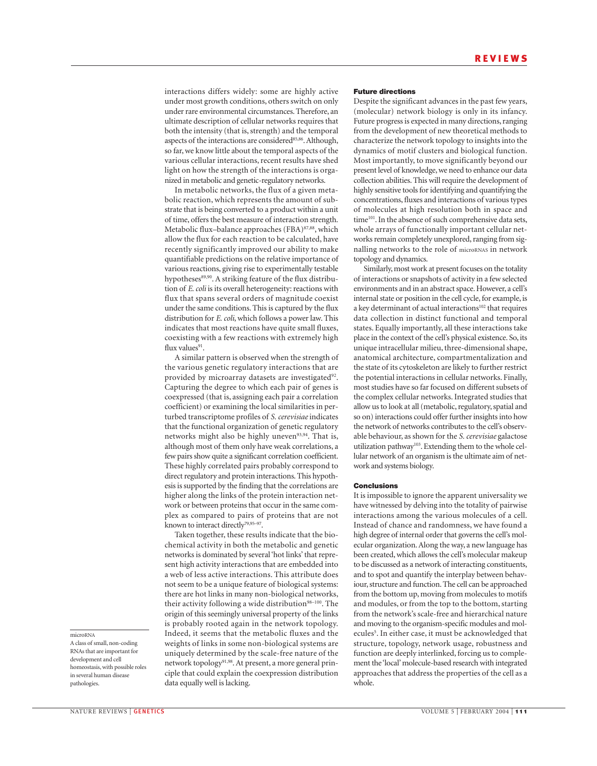interactions differs widely: some are highly active under most growth conditions, others switch on only under rare environmental circumstances. Therefore, an ultimate description of cellular networks requires that both the intensity (that is, strength) and the temporal aspects of the interactions are considered[85,86]. Although, so far, we know little about the temporal aspects of the various cellular interactions, recent results have shed light on how the strength of the interactions is organized in metabolic and genetic-regulatory networks.

In metabolic networks, the flux of a given metabolic reaction, which represents the amount of substrate that is being converted to a product within a unit of time, offers the best measure of interaction strength. Metabolic flux–balance approaches (FBA)[87,88], which allow the flux for each reaction to be calculated, have recently significantly improved our ability to make quantifiable predictions on the relative importance of various reactions, giving rise to experimentally testable hypotheses[89,90]. A striking feature of the flux distribution of *E. coli* is its overall heterogeneity: reactions with flux that spans several orders of magnitude coexist under the same conditions. This is captured by the flux distribution for *E. coli*, which follows a power law. This indicates that most reactions have quite small fluxes, coexisting with a few reactions with extremely high flux values[91].

A similar pattern is observed when the strength of the various genetic regulatory interactions that are provided by microarray datasets are investigated[92]. Capturing the degree to which each pair of genes is coexpressed (that is, assigning each pair a correlation coefficient) or examining the local similarities in perturbed transcriptome profiles of *S. cerevisiae* indicates that the functional organization of genetic regulatory networks might also be highly uneven[93,94]. That is, although most of them only have weak correlations, a few pairs show quite a significant correlation coefficient. These highly correlated pairs probably correspond to direct regulatory and protein interactions. This hypothesis is supported by the finding that the correlations are higher along the links of the protein interaction network or between proteins that occur in the same complex as compared to pairs of proteins that are not known to interact directly[79,95–97].

Taken together, these results indicate that the biochemical activity in both the metabolic and genetic networks is dominated by several 'hot links' that represent high activity interactions that are embedded into a web of less active interactions. This attribute does not seem to be a unique feature of biological systems: there are hot links in many non-biological networks, their activity following a wide distribution[98–100]. The origin of this seemingly universal property of the links is probably rooted again in the network topology. Indeed, it seems that the metabolic fluxes and the weights of links in some non-biological systems are uniquely determined by the scale-free nature of the network topology[91,98]. At present, a more general principle that could explain the coexpression distribution data equally well is lacking.

microRNA
A class of small, non-coding RNAs that are important for development and cell homeostasis, with possible roles in several human disease pathologies.

## Future directions

Despite the significant advances in the past few years, (molecular) network biology is only in its infancy. Future progress is expected in many directions, ranging from the development of new theoretical methods to characterize the network topology to insights into the dynamics of motif clusters and biological function. Most importantly, to move significantly beyond our present level of knowledge, we need to enhance our data collection abilities. This will require the development of highly sensitive tools for identifying and quantifying the concentrations, fluxes and interactions of various types of molecules at high resolution both in space and time[101]. In the absence of such comprehensive data sets, whole arrays of functionally important cellular networks remain completely unexplored, ranging from signalling networks to the role of microRNAS in network topology and dynamics.

Similarly, most work at present focuses on the totality of interactions or snapshots of activity in a few selected environments and in an abstract space. However, a cell's internal state or position in the cell cycle, for example, is a key determinant of actual interactions[102] that requires data collection in distinct functional and temporal states. Equally importantly, all these interactions take place in the context of the cell's physical existence. So, its unique intracellular milieu, three-dimensional shape, anatomical architecture, compartmentalization and the state of its cytoskeleton are likely to further restrict the potential interactions in cellular networks. Finally, most studies have so far focused on different subsets of the complex cellular networks. Integrated studies that allow us to look at all (metabolic, regulatory, spatial and so on) interactions could offer further insights into how the network of networks contributes to the cell's observable behaviour, as shown for the *S. cerevisiae* galactose utilization pathway[103]. Extending them to the whole cellular network of an organism is the ultimate aim of network and systems biology.

## Conclusions

It is impossible to ignore the apparent universality we have witnessed by delving into the totality of pairwise interactions among the various molecules of a cell. Instead of chance and randomness, we have found a high degree of internal order that governs the cell's molecular organization. Along the way, a new language has been created, which allows the cell's molecular makeup to be discussed as a network of interacting constituents, and to spot and quantify the interplay between behaviour, structure and function. The cell can be approached from the bottom up, moving from molecules to motifs and modules, or from the top to the bottom, starting from the network's scale-free and hierarchical nature and moving to the organism-specific modules and molecules[5]. In either case, it must be acknowledged that structure, topology, network usage, robustness and function are deeply interlinked, forcing us to complement the 'local' molecule-based research with integrated approaches that address the properties of the cell as a whole.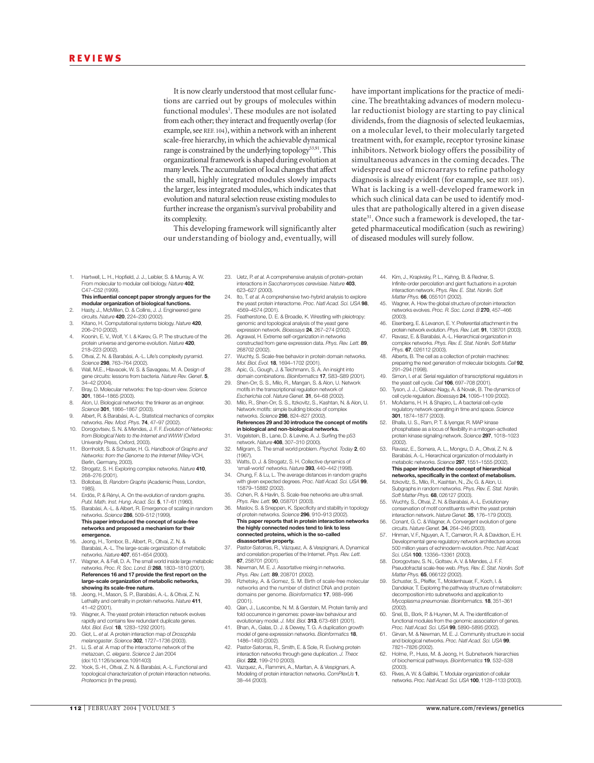It is now clearly understood that most cellular functions are carried out by groups of molecules within functional modules[1]. These modules are not isolated from each other; they interact and frequently overlap (for example, see REF. 104), within a network with an inherent scale-free hierarchy, in which the achievable dynamical range is constrained by the underlying topology[53,91]. This organizational framework is shaped during evolution at many levels. The accumulation of local changes that affect the small, highly integrated modules slowly impacts the larger, less integrated modules, which indicates that evolution and natural selection reuse existing modules to further increase the organism's survival probability and its complexity.

This developing framework will significantly alter our understanding of biology and, eventually, will have important implications for the practice of medicine. The breathtaking advances of modern molecular reductionist biology are starting to pay clinical dividends, from the diagnosis of selected leukaemias, on a molecular level, to their molecularly targeted treatment with, for example, receptor tyrosine kinase inhibitors. Network biology offers the possibility of simultaneous advances in the coming decades. The widespread use of microarrays to refine pathology diagnosis is already evident (for example, see REF. 105). What is lacking is a well-developed framework in which such clinical data can be used to identify modules that are pathologically altered in a given disease state[31]. Once such a framework is developed, the targeted pharmaceutical modification (such as rewiring) of diseased modules will surely follow.

1. Hartwell, L. H., Hopfield, J. J., Leibler, S. & Murray, A. W. From molecular to modular cell biology. *Nature* **402**, C47–C52 (1999).
   **This influential concept paper strongly argues for the modular organization of biological functions.**
2. Hasty, J., McMillen, D. & Collins, J. J. Engineered gene circuits. *Nature* **420**, 224–230 (2002).
3. Kitano, H. Computational systems biology. *Nature* **420**, 206–210 (2002).
4. Koonin, E. V., Wolf, Y. I. & Karev, G. P. The structure of the protein universe and genome evolution. *Nature* **420**, 218–223 (2002).
5. Oltvai, Z. N. & Barabási, A.-L. Life's complexity pyramid. *Science* **298**, 763–764 (2002).
6. Wall, M.E., Hlavacek, W. S. & Savageau, M. A. Design of gene circuits: lessons from bacteria. *Nature Rev. Genet.* **5**, 34–42 (2004).
7. Bray, D. Molecular networks: the top-down view. *Science* **301**, 1864–1865 (2003).
8. Alon, U. Biological networks: the tinkerer as an engineer. *Science* **301**, 1866–1867 (2003).
9. Albert, R. & Barabási, A.-L. Statistical mechanics of complex networks. *Rev. Mod. Phys.* **74**, 47–97 (2002).
10. Dorogovtsev, S. N. & Mendes, J. F. F. *Evolution of Networks: from Biological Nets to the Internet and WWW* (Oxford University Press, Oxford, 2003).
11. Bornholdt, S. & Schuster, H. G. *Handbook of Graphs and Networks: from the Genome to the Internet* (Wiley-VCH, Berlin, Germany, 2003).
12. Strogatz, S. H. Exploring complex networks. *Nature* **410**, 268–276 (2001).
13. Bollobas, B. *Random Graphs* (Academic Press, London, 1985).
14. Erdös, P. & Rényi, A. On the evolution of random graphs. *Publ. Math. Inst. Hung. Acad. Sci.* **5**, 17–61 (1960).
15. Barabási, A.-L. & Albert, R. Emergence of scaling in random networks. *Science* **286**, 509–512 (1999).
    **This paper introduced the concept of scale-free networks and proposed a mechanism for their emergence.**
16. Jeong, H., Tombor, B., Albert, R., Oltvai, Z. N. & Barabási, A.-L. The large-scale organization of metabolic networks. *Nature* **407**, 651–654 (2000).
17. Wagner, A. & Fell, D. A. The small world inside large metabolic networks. *Proc. R. Soc. Lond. B* **268**, 1803–1810 (2001).
    **References 16 and 17 provide the first report on the large-scale organization of metabolic networks, showing its scale-free nature.**
18. Jeong, H., Mason, S. P., Barabási, A.-L. & Oltvai, Z. N. Lethality and centrality in protein networks. *Nature* **411**, 41–42 (2001).
19. Wagner, A. The yeast protein interaction network evolves rapidly and contains few redundant duplicate genes. *Mol. Biol. Evol.* **18**, 1283–1292 (2001).
20. Giot, L. *et al.* A protein interaction map of *Drosophila melanogaster*. *Science* **302**, 1727–1736 (2003).
21. Li, S. *et al.* A map of the interactome network of the metazoan, *C. elegans*. *Science* 2 Jan 2004 (doi:10.1126/science.1091403)
22. Yook, S.-H., Oltvai, Z. N. & Barabási, A.-L. Functional and topological characterization of protein interaction networks. *Proteomics* (in the press).
23. Uetz, P. *et al.* A comprehensive analysis of protein–protein interactions in *Saccharomyces cerevisiae*. *Nature* **403**, 623–627 (2000).
24. Ito, T. *et al.* A comprehensive two-hybrid analysis to explore the yeast protein interactome. *Proc. Natl Acad. Sci. USA* **98**, 4569–4574 (2001).
25. Featherstone, D. E. & Broadie, K. Wrestling with pleiotropy: genomic and topological analysis of the yeast gene expression network. *Bioessays* **24**, 267–274 (2002).
26. Agrawal, H. Extreme self-organization in networks constructed from gene expression data. *Phys. Rev. Lett.* **89**, 268702 (2002).
27. Wuchty, S. Scale-free behavior in protein domain networks. *Mol. Biol. Evol.* **18**, 1694–1702 (2001).
28. Apic, G., Gough, J. & Teichmann, S. A. An insight into domain combinations. *Bioinformatics* **17**, S83–S89 (2001).
29. Shen-Orr, S. S., Milo, R., Mangan, S. & Alon, U. Network motifs in the transcriptional regulation network of *Escherichia coli*. *Nature Genet.* **31**, 64–68 (2002).
30. Milo, R., Shen-Orr, S. S., Itzkovitz, S., Kashtan, N. & Alon, U. Network motifs: simple building blocks of complex networks. *Science* **298**, 824–827 (2002).
    **References 29 and 30 introduce the concept of motifs in biological and non-biological networks.**
31. Vogelstein, B., Lane, D. & Levine, A. J. Surfing the p53 network. *Nature* **408**, 307–310 (2000).
32. Milgram, S. The small world problem. *Psychol. Today* **2**, 60 (1967).
33. Watts, D. J. & Strogatz, S. H. Collective dynamics of 'small-world' networks. *Nature* **393**, 440–442 (1998).
34. Chung, F. & Lu, L. The average distances in random graphs with given expected degrees. *Proc. Natl Acad. Sci. USA* **99**, 15879–15882 (2002).
35. Cohen, R. & Havlin, S. Scale-free networks are ultra small. *Phys. Rev. Lett.* **90**, 058701 (2003).
36. Maslov, S. & Sneppen, K. Specificity and stability in topology of protein networks. *Science* **296**, 910–913 (2002).
    **This paper reports that in protein interaction networks the highly connected nodes tend to link to less connected proteins, which is the so-called dissasortative property.**
37. Pastor-Satorras, R., Vázquez, A. & Vespignani, A. Dynamical and correlation properties of the Internet. *Phys. Rev. Lett.* **87**, 258701 (2001).
38. Newman, M. E. J. Assortative mixing in networks. *Phys. Rev. Lett.* **89**, 208701 (2002).
39. Rzhetsky, A. & Gomez, S. M. Birth of scale-free molecular networks and the number of distinct DNA and protein domains per genome. *Bioinformatics* **17**, 988–996 (2001).
40. Qian, J., Luscombe, N. M. & Gerstein, M. Protein family and fold occurrence in genomes: power-law behaviour and evolutionary model. *J. Mol. Biol.* **313**, 673–681 (2001).
41. Bhan, A., Galas, D. J. & Dewey, T. G. A duplication growth model of gene expression networks. *Bioinformatics* **18**, 1486–1493 (2002).
42. Pastor-Satorras, R., Smith, E. & Sole, R. Evolving protein interaction networks through gene duplication. *J. Theor. Biol.* **222**, 199–210 (2003).
43. Vazquez, A., Flammini, A., Maritan, A. & Vespignani, A. Modeling of protein interaction networks. *ComPlexUs* **1**, 38–44 (2003).
44. Kim, J., Krapivsky, P. L., Kahng, B. & Redner, S. Infinite-order percolation and giant fluctuations in a protein interaction network. *Phys. Rev. E. Stat. Nonlin. Soft Matter Phys.* **66**, 055101 (2002).
45. Wagner, A. How the global structure of protein interaction networks evolves. *Proc. R. Soc. Lond. B* **270**, 457–466 (2003).
46. Eisenberg, E. & Levanon, E. Y. Preferential attachment in the protein network evolution. *Phys. Rev. Lett.* **91**, 138701 (2003).
47. Ravasz, E. & Barabási, A.-L. Hierarchical organization in complex networks. *Phys. Rev. E. Stat. Nonlin. Soft Matter Phys.* **67**, 026112 (2003).
48. Alberts, B. The cell as a collection of protein machines: preparing the next generation of molecular biologists. *Cell* **92**, 291–294 (1998).
49. Simon, I. *et al.* Serial regulation of transcriptional regulators in the yeast cell cycle. *Cell* **106**, 697–708 (2001).
50. Tyson, J. J., Csikasz-Nagy, A. & Novak, B. The dynamics of cell cycle regulation. *Bioessays* **24**, 1095–1109 (2002).
51. McAdams, H. H. & Shapiro, L. A bacterial cell-cycle regulatory network operating in time and space. *Science* **301**, 1874–1877 (2003).
52. Bhalla, U. S., Ram, P. T. & Iyengar, R. MAP kinase phosphatase as a locus of flexibility in a mitogen-activated protein kinase signaling network. *Science* **297**, 1018–1023 (2002).
53. Ravasz, E., Somera, A. L., Mongru, D. A., Oltvai, Z. N. & Barabási, A.-L. Hierarchical organization of modularity in metabolic networks. *Science* **297**, 1551–1555 (2002).
    **This paper introduced the concept of hierarchical networks, specifically in the context of metabolism.**
54. Itzkovitz, S., Milo, R., Kashtan, N., Ziv, G. & Alon, U. Subgraphs in random networks. *Phys. Rev. E. Stat. Nonlin. Soft Matter Phys.* **68**, 026127 (2003).
55. Wuchty, S., Oltvai, Z. N. & Barabási, A.-L. Evolutionary conservation of motif constituents within the yeast protein interaction network. *Nature Genet.* **35**, 176–179 (2003).
56. Conant, G. C. & Wagner, A. Convergent evolution of gene circuits. *Nature Genet.* **34**, 264–246 (2003).
57. Hinman, V. F., Nguyen, A. T., Cameron, R. A. & Davidson, E. H. Developmental gene regulatory network architecture across 500 million years of echinoderm evolution. *Proc. Natl Acad. Sci. USA* **100**, 13356–13361 (2003).
58. Dorogovtsev, S. N., Goltsev, A. V. & Mendes, J. F. F. Pseudofractal scale-free web. *Phys. Rev. E. Stat. Nonlin. Soft Matter Phys.* **65**, 066122 (2002).
59. Schuster, S., Pfeiffer, T., Moldenhauer, F., Koch, I. & Dandekar, T. Exploring the pathway structure of metabolism: decomposition into subnetworks and application to *Mycoplasma pneumoniae*. *Bioinformatics.* **18**, 351–361 (2002).
60. Snel, B., Bork, P. & Huynen, M. A. The identification of functional modules from the genomic association of genes. *Proc. Natl Acad. Sci. USA* **99**, 5890–5895 (2002).
61. Girvan, M. & Newman, M. E. J. Community structure in social and biological networks. *Proc. Natl Acad. Sci. USA* **99**, 7821–7826 (2002).
62. Holme, P., Huss, M. & Jeong, H. Subnetwork hierarchies of biochemical pathways. *Bioinformatics* **19**, 532–538 (2003).
63. Rives, A. W. & Galitski, T. Modular organization of cellular networks. *Proc. Natl Acad. Sci. USA* **100**, 1128–1133 (2003).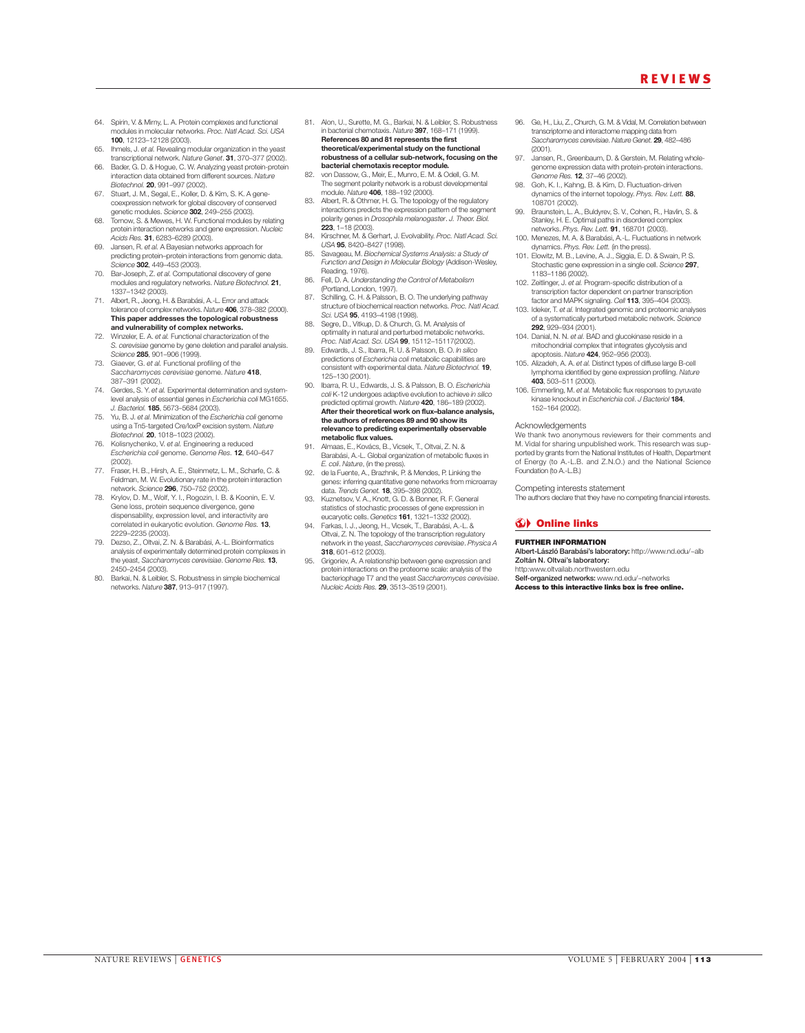64. Spirin, V. & Mirny, L. A. Protein complexes and functional modules in molecular networks. *Proc. Natl Acad. Sci. USA* **100**, 12123–12128 (2003).
65. Ihmels, J. *et al.* Revealing modular organization in the yeast transcriptional network. *Nature Genet*. **31**, 370–377 (2002).
66. Bader, G. D. & Hogue, C. W. Analyzing yeast protein-protein interaction data obtained from different sources. *Nature Biotechnol.* **20**, 991–997 (2002).
67. Stuart, J. M., Segal, E., Koller, D. & Kim, S. K. A gene-coexpression network for global discovery of conserved genetic modules. *Science* **302**, 249–255 (2003).
68. Tornow, S. & Mewes, H. W. Functional modules by relating protein interaction networks and gene expression. *Nucleic Acids Res.* **31**, 6283–6289 (2003).
69. Jansen, R. *et al.* A Bayesian networks approach for predicting protein–protein interactions from genomic data. *Science* **302**, 449–453 (2003).
70. Bar-Joseph, Z. *et al.* Computational discovery of gene modules and regulatory networks. *Nature Biotechnol.* **21**, 1337–1342 (2003).
71. Albert, R., Jeong, H. & Barabási, A.-L. Error and attack tolerance of complex networks. *Nature* **406**, 378–382 (2000). **This paper addresses the topological robustness and vulnerability of complex networks.**
72. Winzeler, E. A. *et al.* Functional characterization of the *S. cerevisiae* genome by gene deletion and parallel analysis. *Science* **285**, 901–906 (1999).
73. Giaever, G. *et al.* Functional profiling of the *Saccharomyces cerevisiae* genome. *Nature* **418**, 387–391 (2002).
74. Gerdes, S. Y. *et al.* Experimental determination and system-level analysis of essential genes in *Escherichia coli* MG1655. *J. Bacteriol.* **185**, 5673–5684 (2003).
75. Yu, B. J. *et al.* Minimization of the *Escherichia coli* genome using a Tn5-targeted Cre/loxP excision system. *Nature Biotechnol.* **20**, 1018–1023 (2002).
76. Kolisnychenko, V. *et al.* Engineering a reduced *Escherichia coli* genome. *Genome Res.* **12**, 640–647 (2002).
77. Fraser, H. B., Hirsh, A. E., Steinmetz, L. M., Scharfe, C. & Feldman, M. W. Evolutionary rate in the protein interaction network. *Science* **296**, 750–752 (2002).
78. Krylov, D. M., Wolf, Y. I., Rogozin, I. B. & Koonin, E. V. Gene loss, protein sequence divergence, gene dispensability, expression level, and interactivity are correlated in eukaryotic evolution. *Genome Res.* **13**, 2229–2235 (2003).
79. Dezso, Z., Oltvai, Z. N. & Barabási, A.-L. Bioinformatics analysis of experimentally determined protein complexes in the yeast, *Saccharomyces cerevisiae*. *Genome Res.* **13**, 2450–2454 (2003).
80. Barkai, N. & Leibler, S. Robustness in simple biochemical networks. *Nature* **387**, 913–917 (1997).
81. Alon, U., Surette, M. G., Barkai, N. & Leibler, S. Robustness in bacterial chemotaxis. *Nature* **397**, 168–171 (1999). **References 80 and 81 represents the first theoretical/experimental study on the functional robustness of a cellular sub-network, focusing on the bacterial chemotaxis receptor module.**
82. von Dassow, G., Meir, E., Munro, E. M. & Odell, G. M. The segment polarity network is a robust developmental module. *Nature* **406**, 188–192 (2000).
83. Albert, R. & Othmer, H. G. The topology of the regulatory interactions predicts the expression pattern of the segment polarity genes in *Drosophila melanogaster*. *J. Theor. Biol.* **223**, 1–18 (2003).
84. Kirschner, M. & Gerhart, J. Evolvability. *Proc. Natl Acad. Sci. USA* **95**, 8420–8427 (1998).
85. Savageau, M. *Biochemical Systems Analysis: a Study of Function and Design in Molecular Biology* (Addison-Wesley, Reading, 1976).
86. Fell, D. A. *Understanding the Control of Metabolism* (Portland, London, 1997).
87. Schilling, C. H. & Palsson, B. O. The underlying pathway structure of biochemical reaction networks. *Proc. Natl Acad. Sci. USA* **95**, 4193–4198 (1998).
88. Segre, D., Vitkup, D. & Church, G. M. Analysis of optimality in natural and perturbed metabolic networks. *Proc. Natl Acad. Sci. USA* **99**, 15112–15117(2002).
89. Edwards, J. S., Ibarra, R. U. & Palsson, B. O. *In silico* predictions of *Escherichia coli* metabolic capabilities are consistent with experimental data. *Nature Biotechnol.* **19**, 125–130 (2001).
90. Ibarra, R. U., Edwards, J. S. & Palsson, B. O. *Escherichia coli* K-12 undergoes adaptive evolution to achieve *in silico* predicted optimal growth. *Nature* **420**, 186–189 (2002). **After their theoretical work on flux–balance analysis, the authors of references 89 and 90 show its relevance to predicting experimentally observable metabolic flux values.**
91. Almaas, E., Kovács, B., Vicsek, T., Oltvai, Z. N. & Barabási, A.-L. Global organization of metabolic fluxes in *E. coli*. *Nature*, (in the press).
92. de la Fuente, A., Brazhnik, P. & Mendes, P. Linking the genes: inferring quantitative gene networks from microarray data. *Trends Genet.* **18**, 395–398 (2002).
93. Kuznetsov, V. A., Knott, G. D. & Bonner, R. F. General statistics of stochastic processes of gene expression in eucaryotic cells. *Genetics* **161**, 1321–1332 (2002).
94. Farkas, I. J., Jeong, H., Vicsek, T., Barabási, A.-L. & Oltvai, Z. N. The topology of the transcription regulatory network in the yeast, *Saccharomyces cerevisiae*. *Physica A* **318**, 601–612 (2003).
95. Grigoriev, A. A relationship between gene expression and protein interactions on the proteome scale: analysis of the bacteriophage T7 and the yeast *Saccharomyces cerevisiae*. *Nucleic Acids Res.* **29**, 3513–3519 (2001).
96. Ge, H., Liu, Z., Church, G. M. & Vidal, M. Correlation between transcriptome and interactome mapping data from *Saccharomyces cerevisiae*. *Nature Genet.* **29**, 482–486 (2001).
97. Jansen, R., Greenbaum, D. & Gerstein, M. Relating whole-genome expression data with protein-protein interactions. *Genome Res.* **12**, 37–46 (2002).
98. Goh, K. I., Kahng, B. & Kim, D. Fluctuation-driven dynamics of the internet topology. *Phys. Rev. Lett.* **88**, 108701 (2002).
99. Braunstein, L. A., Buldyrev, S. V., Cohen, R., Havlin, S. & Stanley, H. E. Optimal paths in disordered complex networks. *Phys. Rev. Lett.* **91**, 168701 (2003).
100. Menezes, M. A. & Barabási, A.-L. Fluctuations in network dynamics. *Phys. Rev. Lett.* (in the press).
101. Elowitz, M. B., Levine, A. J., Siggia, E. D. & Swain, P. S. Stochastic gene expression in a single cell. *Science* **297**, 1183–1186 (2002).
102. Zeitlinger, J. *et al.* Program-specific distribution of a transcription factor dependent on partner transcription factor and MAPK signaling. *Cell* **113**, 395–404 (2003).
103. Ideker, T. *et al.* Integrated genomic and proteomic analyses of a systematically perturbed metabolic network. *Science* **292**, 929–934 (2001).
104. Danial, N. N. *et al.* BAD and glucokinase reside in a mitochondrial complex that integrates glycolysis and apoptosis. *Nature* **424**, 952–956 (2003).
105. Alizadeh, A. A. *et al.* Distinct types of diffuse large B-cell lymphoma identified by gene expression profiling. *Nature* **403**, 503–511 (2000).
106. Emmerling, M. *et al.* Metabolic flux responses to pyruvate kinase knockout in *Escherichia coli*. *J Bacteriol* **184**, 152–164 (2002).

### Acknowledgements

We thank two anonymous reviewers for their comments and M. Vidal for sharing unpublished work. This research was supported by grants from the National Institutes of Health, Department of Energy (to A.-L.B. and Z.N.O.) and the National Science Foundation (to A.-L.B.)

### Competing interests statement

The authors declare that they have no competing financial interests.

## Online links

**FURTHER INFORMATION**

**Albert-László Barabási's laboratory:** http://www.nd.edu/~alb

**Zoltán N. Oltvai's laboratory:** http:www.oltvailab.northwestern.edu

**Self-organized networks:** www.nd.edu/~networks

**Access to this interactive links box is free online.**